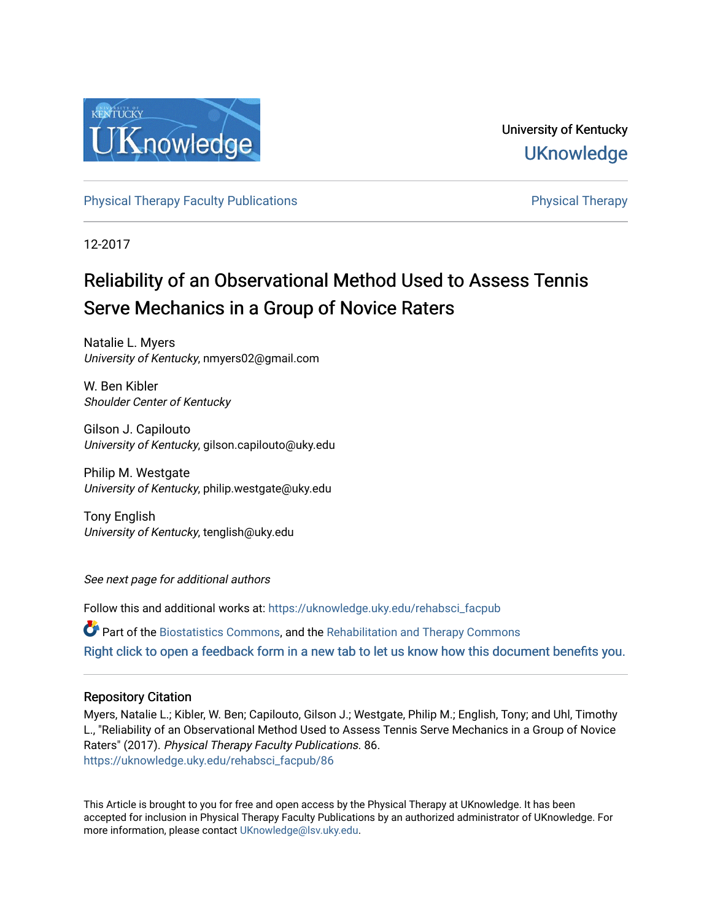University of Kentucky

UKnowledge

Physical Therapy Faculty Publications | Physical Therapy

12-2017

# Reliability of an Observational Method Used to Assess Tennis Serve Mechanics in a Group of Novice Raters

Natalie L. Myers
*University of Kentucky*, nmyers02@gmail.com

W. Ben Kibler
*Shoulder Center of Kentucky*

Gilson J. Capilouto
*University of Kentucky*, gilson.capilouto@uky.edu

Philip M. Westgate
*University of Kentucky*, philip.westgate@uky.edu

Tony English
*University of Kentucky*, tenglish@uky.edu

*See next page for additional authors*

Follow this and additional works at: https://uknowledge.uky.edu/rehabsci_facpub

Part of the Biostatistics Commons, and the Rehabilitation and Therapy Commons

Right click to open a feedback form in a new tab to let us know how this document benefits you.

## Repository Citation

Myers, Natalie L.; Kibler, W. Ben; Capilouto, Gilson J.; Westgate, Philip M.; English, Tony; and Uhl, Timothy L., "Reliability of an Observational Method Used to Assess Tennis Serve Mechanics in a Group of Novice Raters" (2017). *Physical Therapy Faculty Publications*. 86.
https://uknowledge.uky.edu/rehabsci_facpub/86

This Article is brought to you for free and open access by the Physical Therapy at UKnowledge. It has been accepted for inclusion in Physical Therapy Faculty Publications by an authorized administrator of UKnowledge. For more information, please contact UKnowledge@lsv.uky.edu.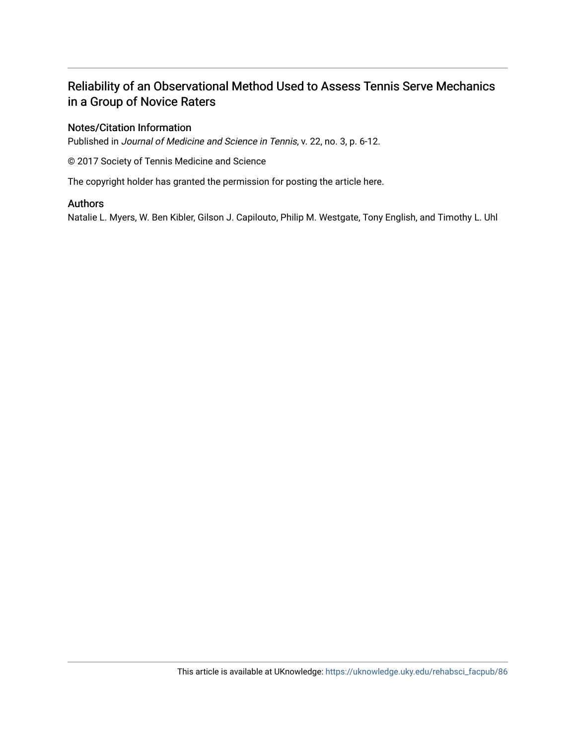# Reliability of an Observational Method Used to Assess Tennis Serve Mechanics in a Group of Novice Raters

## Notes/Citation Information

Published in *Journal of Medicine and Science in Tennis*, v. 22, no. 3, p. 6-12.

© 2017 Society of Tennis Medicine and Science

The copyright holder has granted the permission for posting the article here.

## Authors

Natalie L. Myers, W. Ben Kibler, Gilson J. Capilouto, Philip M. Westgate, Tony English, and Timothy L. Uhl

This article is available at UKnowledge: https://uknowledge.uky.edu/rehabsci_facpub/86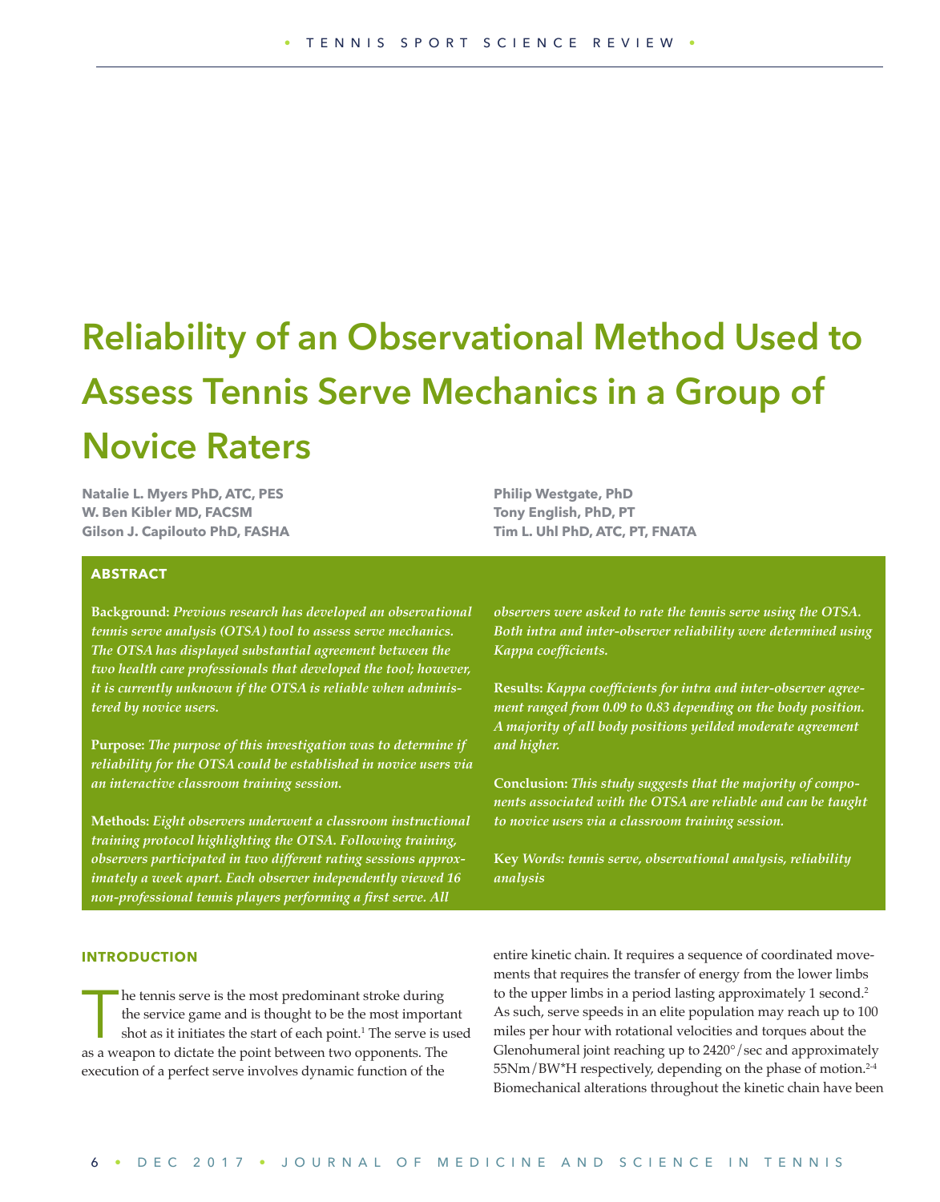# Reliability of an Observational Method Used to Assess Tennis Serve Mechanics in a Group of Novice Raters

**Natalie L. Myers PhD, ATC, PES**
**W. Ben Kibler MD, FACSM**
**Gilson J. Capilouto PhD, FASHA**
**Philip Westgate, PhD**
**Tony English, PhD, PT**
**Tim L. Uhl PhD, ATC, PT, FNATA**

## ABSTRACT

**Background:** *Previous research has developed an observational tennis serve analysis (OTSA) tool to assess serve mechanics. The OTSA has displayed substantial agreement between the two health care professionals that developed the tool; however, it is currently unknown if the OTSA is reliable when administered by novice users.*

**Purpose:** *The purpose of this investigation was to determine if reliability for the OTSA could be established in novice users via an interactive classroom training session.*

**Methods:** *Eight observers underwent a classroom instructional training protocol highlighting the OTSA. Following training, observers participated in two different rating sessions approximately a week apart. Each observer independently viewed 16 non-professional tennis players performing a first serve. All observers were asked to rate the tennis serve using the OTSA. Both intra and inter-observer reliability were determined using Kappa coefficients.*

**Results:** *Kappa coefficients for intra and inter-observer agreement ranged from 0.09 to 0.83 depending on the body position. A majority of all body positions yeilded moderate agreement and higher.*

**Conclusion:** *This study suggests that the majority of components associated with the OTSA are reliable and can be taught to novice users via a classroom training session.*

**Key** *Words: tennis serve, observational analysis, reliability analysis*

## INTRODUCTION

The tennis serve is the most predominant stroke during the service game and is thought to be the most important shot as it initiates the start of each point.[1] The serve is used as a weapon to dictate the point between two opponents. The execution of a perfect serve involves dynamic function of the entire kinetic chain. It requires a sequence of coordinated movements that requires the transfer of energy from the lower limbs to the upper limbs in a period lasting approximately 1 second.[2] As such, serve speeds in an elite population may reach up to 100 miles per hour with rotational velocities and torques about the Glenohumeral joint reaching up to 2420°/sec and approximately 55Nm/BW*H respectively, depending on the phase of motion.[2-4] Biomechanical alterations throughout the kinetic chain have been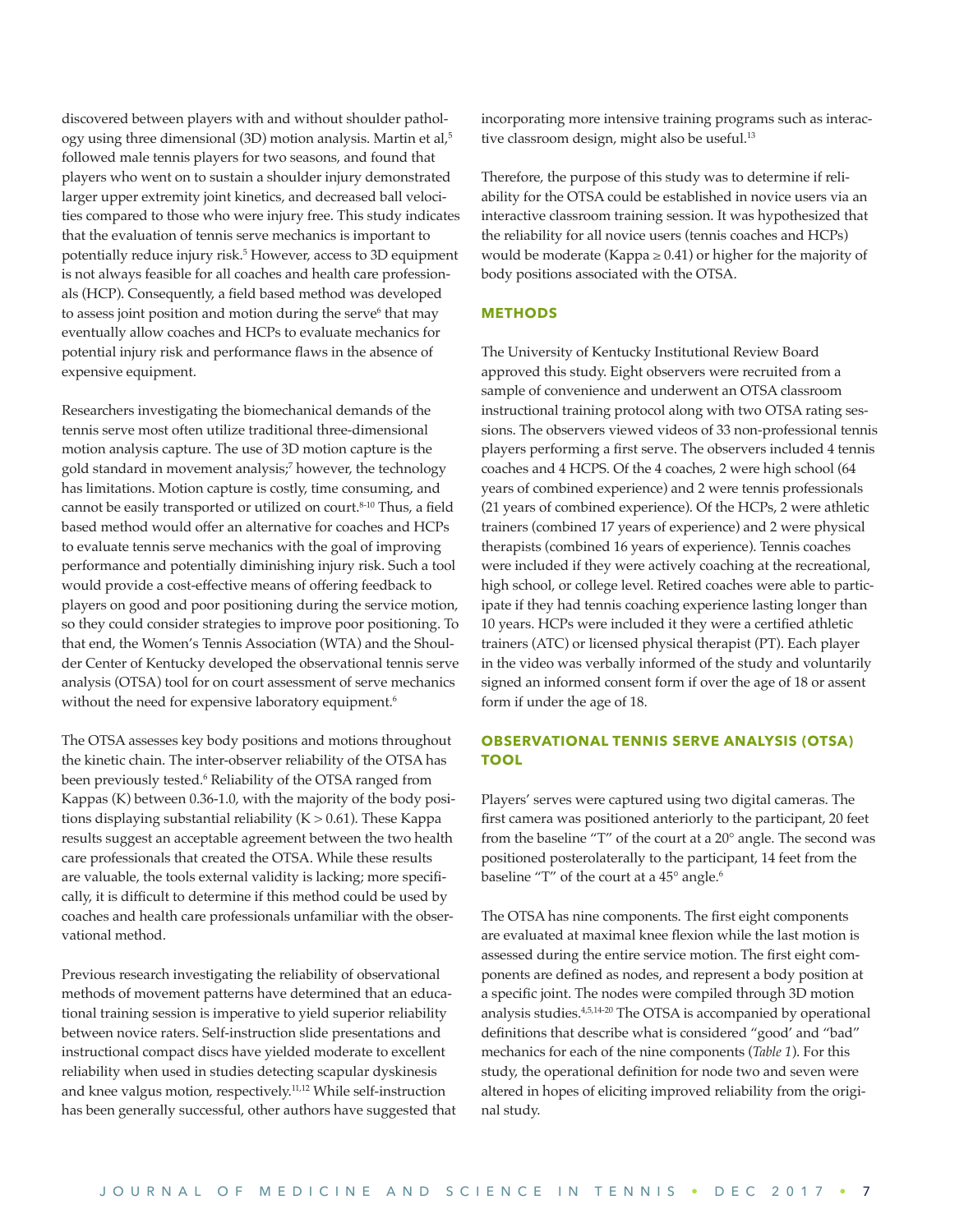discovered between players with and without shoulder pathology using three dimensional (3D) motion analysis. Martin et al,[5] followed male tennis players for two seasons, and found that players who went on to sustain a shoulder injury demonstrated larger upper extremity joint kinetics, and decreased ball velocities compared to those who were injury free. This study indicates that the evaluation of tennis serve mechanics is important to potentially reduce injury risk.[5] However, access to 3D equipment is not always feasible for all coaches and health care professionals (HCP). Consequently, a field based method was developed to assess joint position and motion during the serve[6] that may eventually allow coaches and HCPs to evaluate mechanics for potential injury risk and performance flaws in the absence of expensive equipment.

Researchers investigating the biomechanical demands of the tennis serve most often utilize traditional three-dimensional motion analysis capture. The use of 3D motion capture is the gold standard in movement analysis;[7] however, the technology has limitations. Motion capture is costly, time consuming, and cannot be easily transported or utilized on court.[8-10] Thus, a field based method would offer an alternative for coaches and HCPs to evaluate tennis serve mechanics with the goal of improving performance and potentially diminishing injury risk. Such a tool would provide a cost-effective means of offering feedback to players on good and poor positioning during the service motion, so they could consider strategies to improve poor positioning. To that end, the Women's Tennis Association (WTA) and the Shoulder Center of Kentucky developed the observational tennis serve analysis (OTSA) tool for on court assessment of serve mechanics without the need for expensive laboratory equipment.[6]

The OTSA assesses key body positions and motions throughout the kinetic chain. The inter-observer reliability of the OTSA has been previously tested.[6] Reliability of the OTSA ranged from Kappas (K) between 0.36-1.0, with the majority of the body positions displaying substantial reliability ($K > 0.61$). These Kappa results suggest an acceptable agreement between the two health care professionals that created the OTSA. While these results are valuable, the tools external validity is lacking; more specifically, it is difficult to determine if this method could be used by coaches and health care professionals unfamiliar with the observational method.

Previous research investigating the reliability of observational methods of movement patterns have determined that an educational training session is imperative to yield superior reliability between novice raters. Self-instruction slide presentations and instructional compact discs have yielded moderate to excellent reliability when used in studies detecting scapular dyskinesis and knee valgus motion, respectively.[11,12] While self-instruction has been generally successful, other authors have suggested that incorporating more intensive training programs such as interactive classroom design, might also be useful.[13]

Therefore, the purpose of this study was to determine if reliability for the OTSA could be established in novice users via an interactive classroom training session. It was hypothesized that the reliability for all novice users (tennis coaches and HCPs) would be moderate ($\text{Kappa} \geq 0.41$) or higher for the majority of body positions associated with the OTSA.

## METHODS

The University of Kentucky Institutional Review Board approved this study. Eight observers were recruited from a sample of convenience and underwent an OTSA classroom instructional training protocol along with two OTSA rating sessions. The observers viewed videos of 33 non-professional tennis players performing a first serve. The observers included 4 tennis coaches and 4 HCPS. Of the 4 coaches, 2 were high school (64 years of combined experience) and 2 were tennis professionals (21 years of combined experience). Of the HCPs, 2 were athletic trainers (combined 17 years of experience) and 2 were physical therapists (combined 16 years of experience). Tennis coaches were included if they were actively coaching at the recreational, high school, or college level. Retired coaches were able to participate if they had tennis coaching experience lasting longer than 10 years. HCPs were included it they were a certified athletic trainers (ATC) or licensed physical therapist (PT). Each player in the video was verbally informed of the study and voluntarily signed an informed consent form if over the age of 18 or assent form if under the age of 18.

## OBSERVATIONAL TENNIS SERVE ANALYSIS (OTSA) TOOL

Players' serves were captured using two digital cameras. The first camera was positioned anteriorly to the participant, 20 feet from the baseline "T" of the court at a 20° angle. The second was positioned posterolaterally to the participant, 14 feet from the baseline "T" of the court at a 45° angle.[6]

The OTSA has nine components. The first eight components are evaluated at maximal knee flexion while the last motion is assessed during the entire service motion. The first eight components are defined as nodes, and represent a body position at a specific joint. The nodes were compiled through 3D motion analysis studies.[4,5,14-20] The OTSA is accompanied by operational definitions that describe what is considered "good' and "bad" mechanics for each of the nine components (*Table 1*). For this study, the operational definition for node two and seven were altered in hopes of eliciting improved reliability from the original study.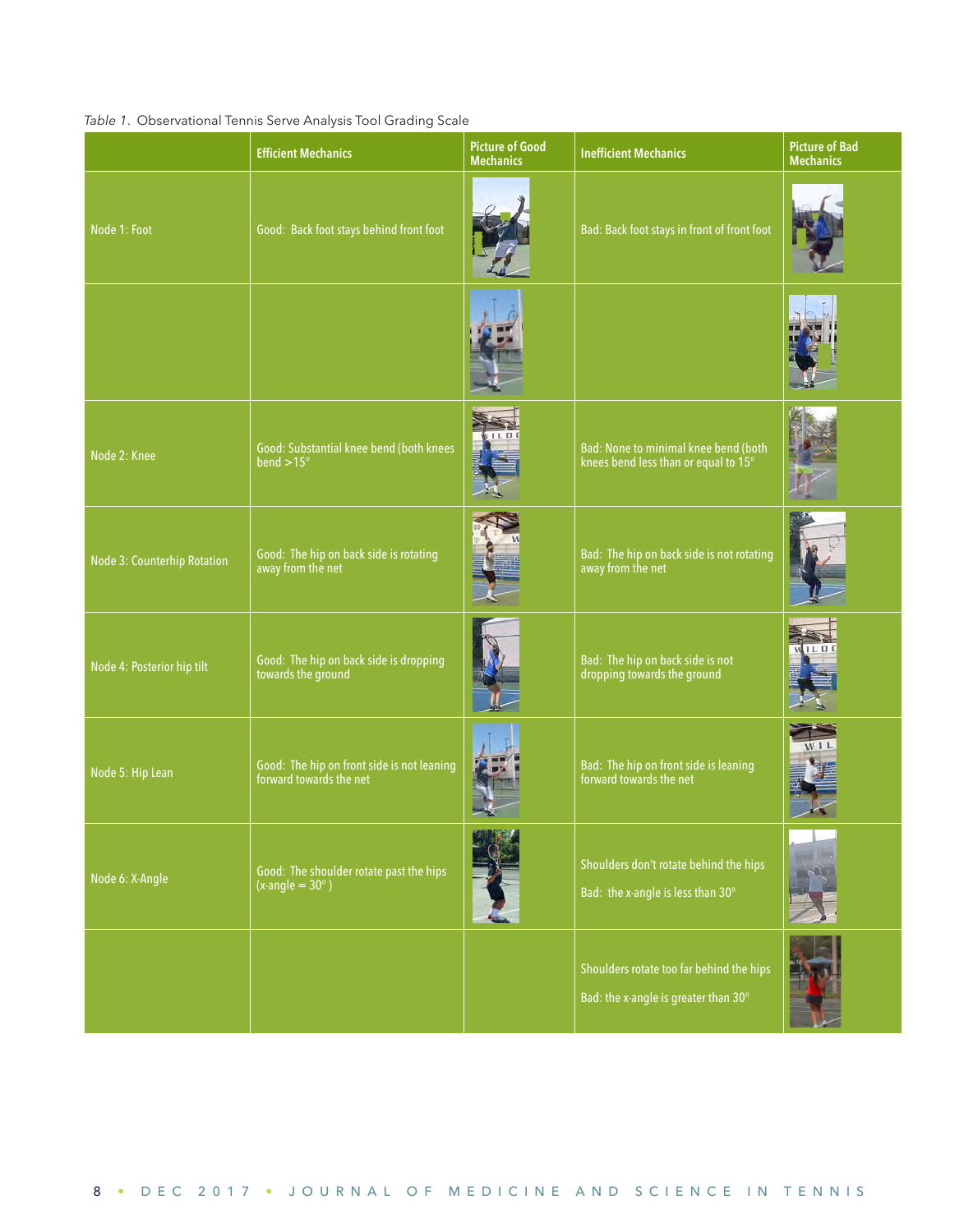*Table 1.* Observational Tennis Serve Analysis Tool Grading Scale

| | Efficient Mechanics | Picture of Good Mechanics | Inefficient Mechanics | Picture of Bad Mechanics |
|---|---|---|---|---|
| Node 1: Foot | Good: Back foot stays behind front foot | | Bad: Back foot stays in front of front foot | |
| | | | | |
| Node 2: Knee | Good: Substantial knee bend (both knees bend >15° | | Bad: None to minimal knee bend (both knees bend less than or equal to 15° | |
| Node 3: Counterhip Rotation | Good: The hip on back side is rotating away from the net | | Bad: The hip on back side is not rotating away from the net | |
| Node 4: Posterior hip tilt | Good: The hip on back side is dropping towards the ground | | Bad: The hip on back side is not dropping towards the ground | |
| Node 5: Hip Lean | Good: The hip on front side is not leaning forward towards the net | | Bad: The hip on front side is leaning forward towards the net | |
| Node 6: X-Angle | Good: The shoulder rotate past the hips (x-angle = 30° ) | | Shoulders don't rotate behind the hips<br><br>Bad: the x-angle is less than 30° | |
| | | | Shoulders rotate too far behind the hips<br><br>Bad: the x-angle is greater than 30° | |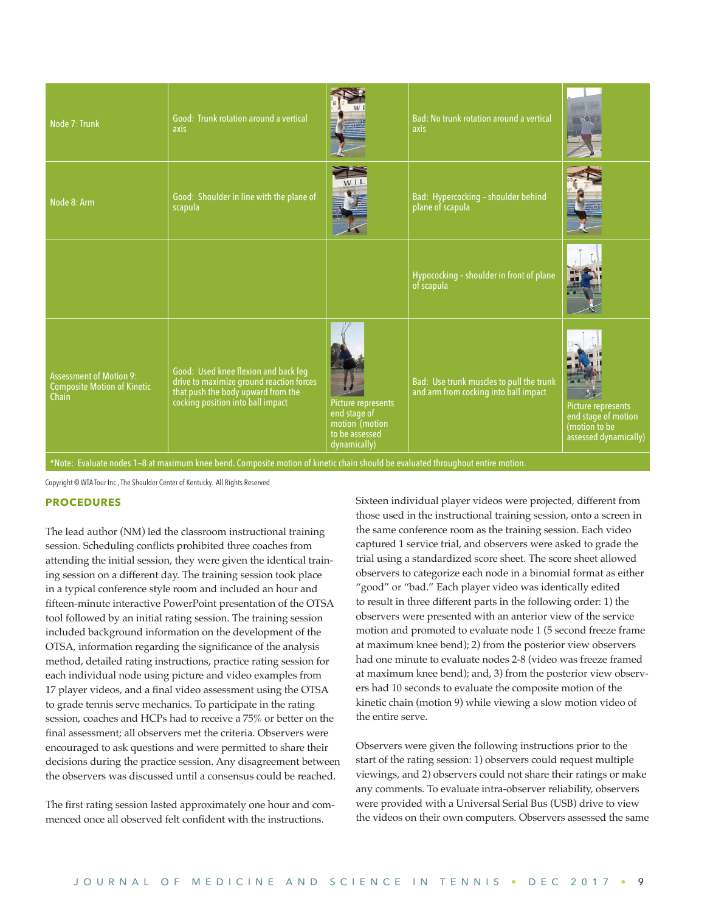| | | | | |
|---|---|---|---|---|
| Node 7: Trunk | Good: Trunk rotation around a vertical axis | | Bad: No trunk rotation around a vertical axis | |
| Node 8: Arm | Good: Shoulder in line with the plane of scapula | | Bad: Hypercocking – shoulder behind plane of scapula | |
| | | | Hypocockin – shoulder in front of plane of scapula | |
| Assessment of Motion 9: Composite Motion of Kinetic Chain | Good: Used knee flexion and back leg drive to maximize ground reaction forces that push the body upward from the cocking position into ball impact | Picture represents end stage of motion (motion to be assessed dynamically) | Bad: Use trunk muscles to pull the trunk and arm from cocking into ball impact | Picture represents end stage of motion (motion to be assessed dynamically) |

*Note: Evaluate nodes 1–8 at maximum knee bend. Composite motion of kinetic chain should be evaluated throughout entire motion.

Copyright © WTA Tour Inc., The Shoulder Center of Kentucky. All Rights Reserved

## PROCEDURES

The lead author (NM) led the classroom instructional training session. Scheduling conflicts prohibited three coaches from attending the initial session, they were given the identical training session on a different day. The training session took place in a typical conference style room and included an hour and fifteen-minute interactive PowerPoint presentation of the OTSA tool followed by an initial rating session. The training session included background information on the development of the OTSA, information regarding the significance of the analysis method, detailed rating instructions, practice rating session for each individual node using picture and video examples from 17 player videos, and a final video assessment using the OTSA to grade tennis serve mechanics. To participate in the rating session, coaches and HCPs had to receive a 75% or better on the final assessment; all observers met the criteria. Observers were encouraged to ask questions and were permitted to share their decisions during the practice session. Any disagreement between the observers was discussed until a consensus could be reached.

The first rating session lasted approximately one hour and commenced once all observed felt confident with the instructions. Sixteen individual player videos were projected, different from those used in the instructional training session, onto a screen in the same conference room as the training session. Each video captured 1 service trial, and observers were asked to grade the trial using a standardized score sheet. The score sheet allowed observers to categorize each node in a binomial format as either "good" or "bad." Each player video was identically edited to result in three different parts in the following order: 1) the observers were presented with an anterior view of the service motion and promoted to evaluate node 1 (5 second freeze frame at maximum knee bend); 2) from the posterior view observers had one minute to evaluate nodes 2-8 (video was freeze framed at maximum knee bend); and, 3) from the posterior view observers had 10 seconds to evaluate the composite motion of the kinetic chain (motion 9) while viewing a slow motion video of the entire serve.

Observers were given the following instructions prior to the start of the rating session: 1) observers could request multiple viewings, and 2) observers could not share their ratings or make any comments. To evaluate intra-observer reliability, observers were provided with a Universal Serial Bus (USB) drive to view the videos on their own computers. Observers assessed the same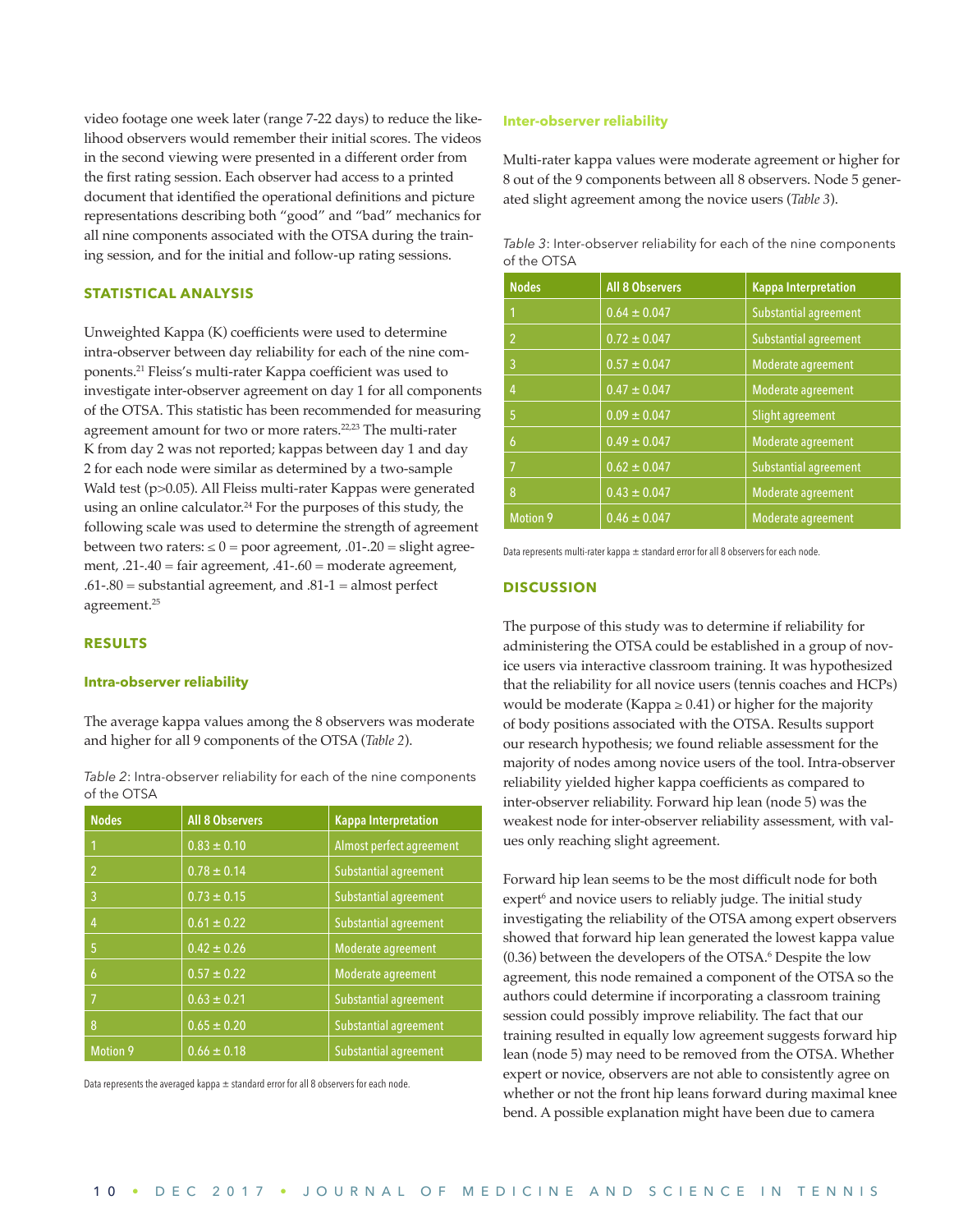video footage one week later (range 7-22 days) to reduce the likelihood observers would remember their initial scores. The videos in the second viewing were presented in a different order from the first rating session. Each observer had access to a printed document that identified the operational definitions and picture representations describing both "good" and "bad" mechanics for all nine components associated with the OTSA during the training session, and for the initial and follow-up rating sessions.

## STATISTICAL ANALYSIS

Unweighted Kappa (K) coefficients were used to determine intra-observer between day reliability for each of the nine components.[21] Fleiss's multi-rater Kappa coefficient was used to investigate inter-observer agreement on day 1 for all components of the OTSA. This statistic has been recommended for measuring agreement amount for two or more raters.[22,23] The multi-rater K from day 2 was not reported; kappas between day 1 and day 2 for each node were similar as determined by a two-sample Wald test ($p > 0.05$). All Fleiss multi-rater Kappas were generated using an online calculator.[24] For the purposes of this study, the following scale was used to determine the strength of agreement between two raters: ≤ 0 = poor agreement, .01-.20 = slight agreement, .21-.40 = fair agreement, .41-.60 = moderate agreement, .61-.80 = substantial agreement, and .81-1 = almost perfect agreement.[25]

## RESULTS

### Intra-observer reliability

The average kappa values among the 8 observers was moderate and higher for all 9 components of the OTSA (*Table 2*).

*Table 2*: Intra-observer reliability for each of the nine components of the OTSA

| Nodes | All 8 Observers | Kappa Interpretation |
|---|---|---|
| 1 | 0.83 ± 0.10 | Almost perfect agreement |
| 2 | 0.78 ± 0.14 | Substantial agreement |
| 3 | 0.73 ± 0.15 | Substantial agreement |
| 4 | 0.61 ± 0.22 | Substantial agreement |
| 5 | 0.42 ± 0.26 | Moderate agreement |
| 6 | 0.57 ± 0.22 | Moderate agreement |
| 7 | 0.63 ± 0.21 | Substantial agreement |
| 8 | 0.65 ± 0.20 | Substantial agreement |
| Motion 9 | 0.66 ± 0.18 | Substantial agreement |

Data represents the averaged kappa ± standard error for all 8 observers for each node.

### Inter-observer reliability

Multi-rater kappa values were moderate agreement or higher for 8 out of the 9 components between all 8 observers. Node 5 generated slight agreement among the novice users (*Table 3*).

*Table 3*: Inter-observer reliability for each of the nine components of the OTSA

| Nodes | All 8 Observers | Kappa Interpretation |
|---|---|---|
| 1 | 0.64 ± 0.047 | Substantial agreement |
| 2 | 0.72 ± 0.047 | Substantial agreement |
| 3 | 0.57 ± 0.047 | Moderate agreement |
| 4 | 0.47 ± 0.047 | Moderate agreement |
| 5 | 0.09 ± 0.047 | Slight agreement |
| 6 | 0.49 ± 0.047 | Moderate agreement |
| 7 | 0.62 ± 0.047 | Substantial agreement |
| 8 | 0.43 ± 0.047 | Moderate agreement |
| Motion 9 | 0.46 ± 0.047 | Moderate agreement |

Data represents multi-rater kappa ± standard error for all 8 observers for each node.

## DISCUSSION

The purpose of this study was to determine if reliability for administering the OTSA could be established in a group of novice users via interactive classroom training. It was hypothesized that the reliability for all novice users (tennis coaches and HCPs) would be moderate (Kappa ≥ 0.41) or higher for the majority of body positions associated with the OTSA. Results support our research hypothesis; we found reliable assessment for the majority of nodes among novice users of the tool. Intra-observer reliability yielded higher kappa coefficients as compared to inter-observer reliability. Forward hip lean (node 5) was the weakest node for inter-observer reliability assessment, with values only reaching slight agreement.

Forward hip lean seems to be the most difficult node for both expert[6] and novice users to reliably judge. The initial study investigating the reliability of the OTSA among expert observers showed that forward hip lean generated the lowest kappa value (0.36) between the developers of the OTSA.[6] Despite the low agreement, this node remained a component of the OTSA so the authors could determine if incorporating a classroom training session could possibly improve reliability. The fact that our training resulted in equally low agreement suggests forward hip lean (node 5) may need to be removed from the OTSA. Whether expert or novice, observers are not able to consistently agree on whether or not the front hip leans forward during maximal knee bend. A possible explanation might have been due to camera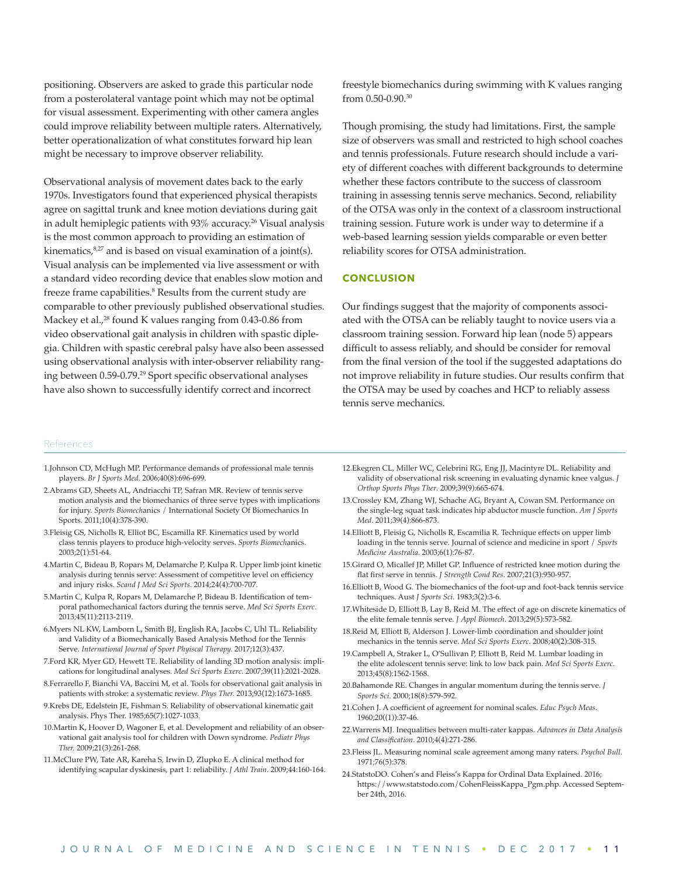positioning. Observers are asked to grade this particular node from a posterolateral vantage point which may not be optimal for visual assessment. Experimenting with other camera angles could improve reliability between multiple raters. Alternatively, better operationalization of what constitutes forward hip lean might be necessary to improve observer reliability.

Observational analysis of movement dates back to the early 1970s. Investigators found that experienced physical therapists agree on sagittal trunk and knee motion deviations during gait in adult hemiplegic patients with 93% accuracy.[26] Visual analysis is the most common approach to providing an estimation of kinematics,[8,27] and is based on visual examination of a joint(s). Visual analysis can be implemented via live assessment or with a standard video recording device that enables slow motion and freeze frame capabilities.[8] Results from the current study are comparable to other previously published observational studies. Mackey et al.,[28] found K values ranging from 0.43-0.86 from video observational gait analysis in children with spastic diplegia. Children with spastic cerebral palsy have also been assessed using observational analysis with inter-observer reliability ranging between 0.59-0.79.[29] Sport specific observational analyses have also shown to successfully identify correct and incorrect freestyle biomechanics during swimming with K values ranging from 0.50-0.90.[30]

Though promising, the study had limitations. First, the sample size of observers was small and restricted to high school coaches and tennis professionals. Future research should include a variety of different coaches with different backgrounds to determine whether these factors contribute to the success of classroom training in assessing tennis serve mechanics. Second, reliability of the OTSA was only in the context of a classroom instructional training session. Future work is under way to determine if a web-based learning session yields comparable or even better reliability scores for OTSA administration.

## CONCLUSION

Our findings suggest that the majority of components associated with the OTSA can be reliably taught to novice users via a classroom training session. Forward hip lean (node 5) appears difficult to assess reliably, and should be consider for removal from the final version of the tool if the suggested adaptations do not improve reliability in future studies. Our results confirm that the OTSA may be used by coaches and HCP to reliably assess tennis serve mechanics.

## References

1. Johnson CD, McHugh MP. Performance demands of professional male tennis players. *Br J Sports Med*. 2006;40(8):696-699.
2. Abrams GD, Sheets AL, Andriacchi TP, Safran MR. Review of tennis serve motion analysis and the biomechanics of three serve types with implications for injury. *Sports Biomech*anics / International Society Of Biomechanics In Sports. 2011;10(4):378-390.
3. Fleisig GS, Nicholls R, Elliot BC, Escamilla RF. Kinematics used by world class tennis players to produce high-velocity serves. *Sports Biomech*anics. 2003;2(1):51-64.
4. Martin C, Bideau B, Ropars M, Delamarche P, Kulpa R. Upper limb joint kinetic analysis during tennis serve: Assessment of competitive level on efficiency and injury risks. *Scand J Med Sci Sports*. 2014;24(4):700-707.
5. Martin C, Kulpa R, Ropars M, Delamarche P, Bideau B. Identification of temporal pathomechanical factors during the tennis serve. *Med Sci Sports Exerc*. 2013;45(11):2113-2119.
6. Myers NL KW, Lamborn L, Smith BJ, English RA, Jacobs C, Uhl TL. Reliability and Validity of a Biomechanically Based Analysis Method for the Tennis Serve. *International Journal of Sport Phyiscal Therapy.* 2017;12(3):437.
7. Ford KR, Myer GD, Hewett TE. Reliability of landing 3D motion analysis: implications for longitudinal analyses. *Med Sci Sports Exerc*. 2007;39(11):2021-2028.
8. Ferrarello F, Bianchi VA, Baccini M, et al. Tools for observational gait analysis in patients with stroke: a systematic review. *Phys Ther.* 2013;93(12):1673-1685.
9. Krebs DE, Edelstein JE, Fishman S. Reliability of observational kinematic gait analysis. Phys Ther. 1985;65(7):1027-1033.
10. Martin K, Hoover D, Wagoner E, et al. Development and reliability of an observational gait analysis tool for children with Down syndrome. *Pediatr Phys Ther.* 2009;21(3):261-268.
11. McClure PW, Tate AR, Kareha S, Irwin D, Zlupko E. A clinical method for identifying scapular dyskinesis, part 1: reliability. *J Athl Train*. 2009;44:160-164.
12. Ekegren CL, Miller WC, Celebrini RG, Eng JJ, Macintyre DL. Reliability and validity of observational risk screening in evaluating dynamic knee valgus. *J Orthop Sports Phys Ther*. 2009;39(9):665-674.
13. Crossley KM, Zhang WJ, Schache AG, Bryant A, Cowan SM. Performance on the single-leg squat task indicates hip abductor muscle function. *Am J Sports Med*. 2011;39(4):866-873.
14. Elliott B, Fleisig G, Nicholls R, Escamilia R. Technique effects on upper limb loading in the tennis serve. Journal of science and medicine in sport / *Sports Medicine Australia*. 2003;6(1):76-87.
15. Girard O, Micallef JP, Millet GP. Influence of restricted knee motion during the flat first serve in tennis. *J Strength Cond Res*. 2007;21(3):950-957.
16. Elliott B, Wood G. The biomechanics of the foot-up and foot-back tennis service techniques. Aust *J Sports Sci*. 1983;3(2):3-6.
17. Whiteside D, Elliott B, Lay B, Reid M. The effect of age on discrete kinematics of the elite female tennis serve. *J Appl Biomech*. 2013;29(5):573-582.
18. Reid M, Elliott B, Alderson J. Lower-limb coordination and shoulder joint mechanics in the tennis serve. *Med Sci Sports Exerc*. 2008;40(2):308-315.
19. Campbell A, Straker L, O'Sullivan P, Elliott B, Reid M. Lumbar loading in the elite adolescent tennis serve: link to low back pain. *Med Sci Sports Exerc*. 2013;45(8):1562-1568.
20. Bahamonde RE. Changes in angular momentum during the tennis serve. *J Sports Sci*. 2000;18(8):579-592.
21. Cohen J. A coefficient of agreement for nominal scales. *Educ Psych Meas*. 1960;20((1)):37-46.
22. Warrens MJ. Inequalities between multi-rater kappas. *Advances in Data Analysis and Classification*. 2010;4(4):271-286.
23. Fleiss JL. Measuring nominal scale agreement among many raters. *Psychol Bull.* 1971;76(5):378.
24. StatstoDO. Cohen's and Fleiss's Kappa for Ordinal Data Explained. 2016; https://www.statstodo.com/CohenFleissKappa_Pgm.php. Accessed September 24th, 2016.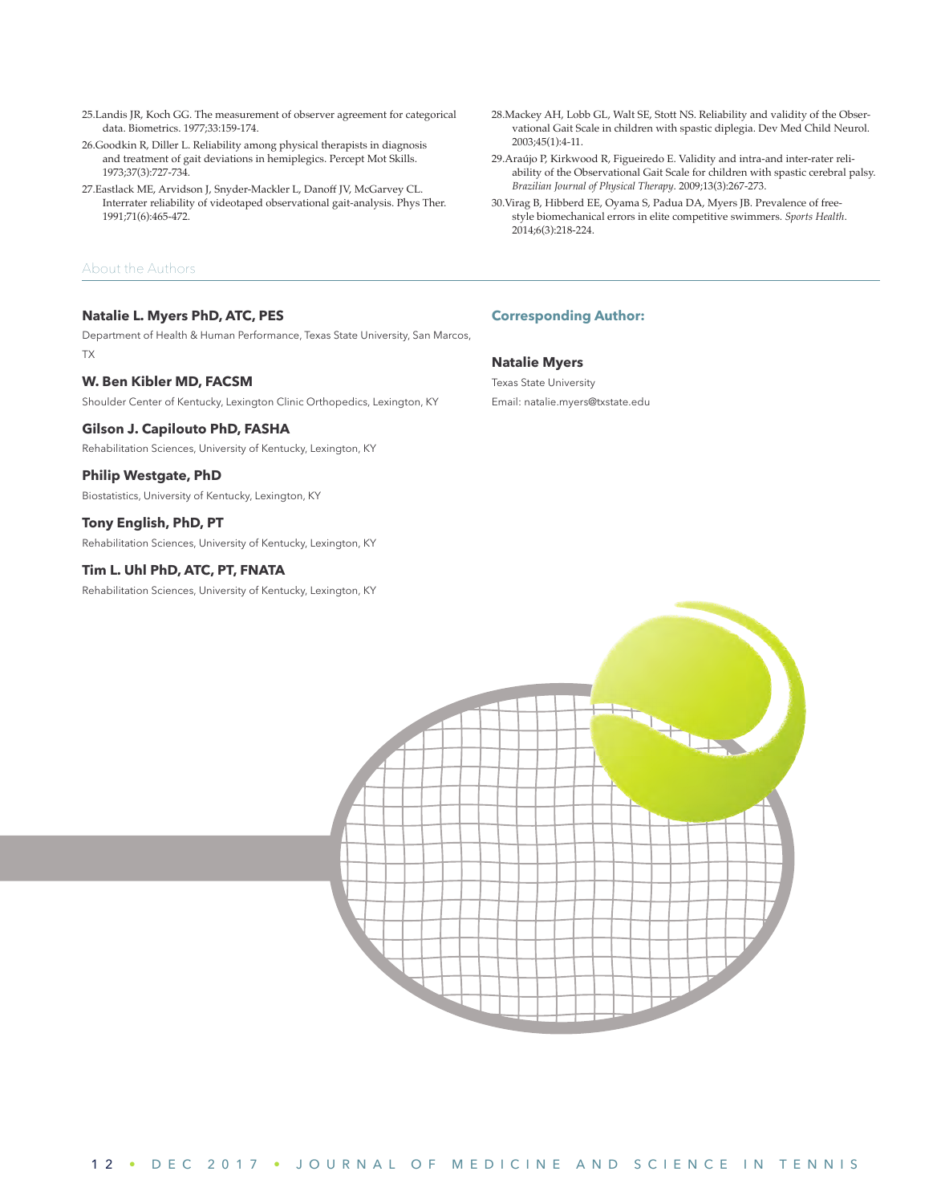25. Landis JR, Koch GG. The measurement of observer agreement for categorical data. Biometrics. 1977;33:159-174.
26. Goodkin R, Diller L. Reliability among physical therapists in diagnosis and treatment of gait deviations in hemiplegics. Percept Mot Skills. 1973;37(3):727-734.
27. Eastlack ME, Arvidson J, Snyder-Mackler L, Danoff JV, McGarvey CL. Interrater reliability of videotaped observational gait-analysis. Phys Ther. 1991;71(6):465-472.
28. Mackey AH, Lobb GL, Walt SE, Stott NS. Reliability and validity of the Observational Gait Scale in children with spastic diplegia. Dev Med Child Neurol. 2003;45(1):4-11.
29. Araújo P, Kirkwood R, Figueiredo E. Validity and intra-and inter-rater reliability of the Observational Gait Scale for children with spastic cerebral palsy. *Brazilian Journal of Physical Therapy*. 2009;13(3):267-273.
30. Virag B, Hibberd EE, Oyama S, Padua DA, Myers JB. Prevalence of freestyle biomechanical errors in elite competitive swimmers. *Sports Health*. 2014;6(3):218-224.

## About the Authors

**Natalie L. Myers PhD, ATC, PES**

Department of Health & Human Performance, Texas State University, San Marcos, TX

**W. Ben Kibler MD, FACSM**

Shoulder Center of Kentucky, Lexington Clinic Orthopedics, Lexington, KY

**Gilson J. Capilouto PhD, FASHA**

Rehabilitation Sciences, University of Kentucky, Lexington, KY

**Philip Westgate, PhD**

Biostatistics, University of Kentucky, Lexington, KY

**Tony English, PhD, PT**

Rehabilitation Sciences, University of Kentucky, Lexington, KY

**Tim L. Uhl PhD, ATC, PT, FNATA**

Rehabilitation Sciences, University of Kentucky, Lexington, KY

**Corresponding Author:**

**Natalie Myers**

Texas State University

Email: natalie.myers@txstate.edu